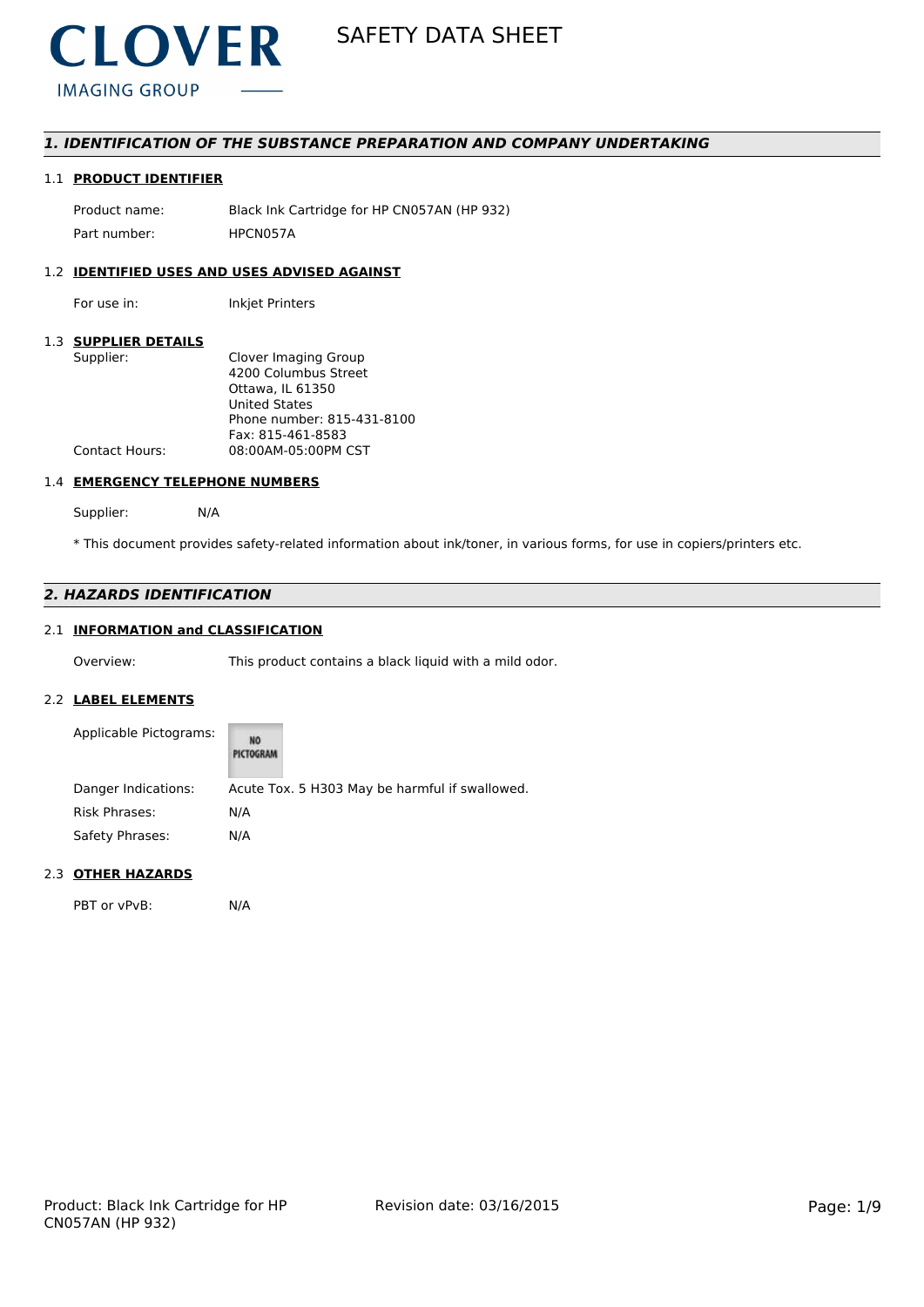**CLOVER**
IMAGING GROUP

# SAFETY DATA SHEET

## 1. IDENTIFICATION OF THE SUBSTANCE PREPARATION AND COMPANY UNDERTAKING

### 1.1 PRODUCT IDENTIFIER

| | |
|---|---|
| Product name: | Black Ink Cartridge for HP CN057AN (HP 932) |
| Part number: | HPCN057A |

### 1.2 IDENTIFIED USES AND USES ADVISED AGAINST

| | |
|---|---|
| For use in: | Inkjet Printers |

### 1.3 SUPPLIER DETAILS

| | |
|---|---|
| Supplier: | Clover Imaging Group<br>4200 Columbus Street<br>Ottawa, IL 61350<br>United States<br>Phone number: 815-431-8100<br>Fax: 815-461-8583 |
| Contact Hours: | 08:00AM-05:00PM CST |

### 1.4 EMERGENCY TELEPHONE NUMBERS

Supplier: N/A

* This document provides safety-related information about ink/toner, in various forms, for use in copiers/printers etc.

## 2. HAZARDS IDENTIFICATION

### 2.1 INFORMATION and CLASSIFICATION

| | |
|---|---|
| Overview: | This product contains a black liquid with a mild odor. |

### 2.2 LABEL ELEMENTS

| | |
|---|---|
| Applicable Pictograms: | NO PICTOGRAM |
| Danger Indications: | Acute Tox. 5 H303 May be harmful if swallowed. |
| Risk Phrases: | N/A |
| Safety Phrases: | N/A |

### 2.3 OTHER HAZARDS

| | |
|---|---|
| PBT or vPvB: | N/A |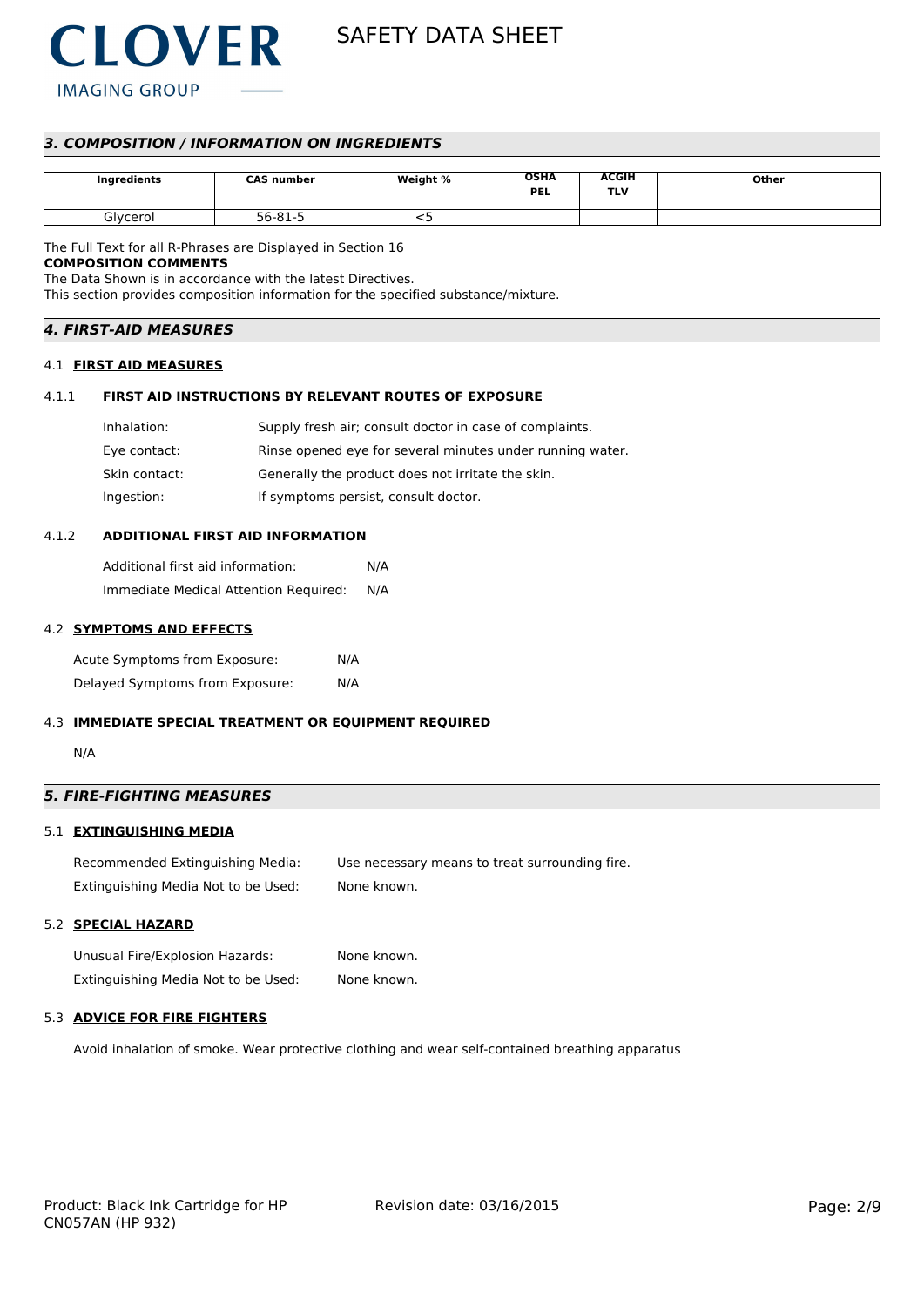## 3. COMPOSITION / INFORMATION ON INGREDIENTS

| Ingredients | CAS number | Weight % | OSHA PEL | ACGIH TLV | Other |
|---|---|---|---|---|---|
| Glycerol | 56-81-5 | <5 | | | |

The Full Text for all R-Phrases are Displayed in Section 16

**COMPOSITION COMMENTS**

The Data Shown is in accordance with the latest Directives.

This section provides composition information for the specified substance/mixture.

## 4. FIRST-AID MEASURES

### 4.1 FIRST AID MEASURES

#### 4.1.1 FIRST AID INSTRUCTIONS BY RELEVANT ROUTES OF EXPOSURE

Inhalation: Supply fresh air; consult doctor in case of complaints.

Eye contact: Rinse opened eye for several minutes under running water.

Skin contact: Generally the product does not irritate the skin.

Ingestion: If symptoms persist, consult doctor.

#### 4.1.2 ADDITIONAL FIRST AID INFORMATION

Additional first aid information: N/A

Immediate Medical Attention Required: N/A

### 4.2 SYMPTOMS AND EFFECTS

Acute Symptoms from Exposure: N/A

Delayed Symptoms from Exposure: N/A

### 4.3 IMMEDIATE SPECIAL TREATMENT OR EQUIPMENT REQUIRED

N/A

## 5. FIRE-FIGHTING MEASURES

### 5.1 EXTINGUISHING MEDIA

Recommended Extinguishing Media: Use necessary means to treat surrounding fire.

Extinguishing Media Not to be Used: None known.

### 5.2 SPECIAL HAZARD

Unusual Fire/Explosion Hazards: None known.

Extinguishing Media Not to be Used: None known.

### 5.3 ADVICE FOR FIRE FIGHTERS

Avoid inhalation of smoke. Wear protective clothing and wear self-contained breathing apparatus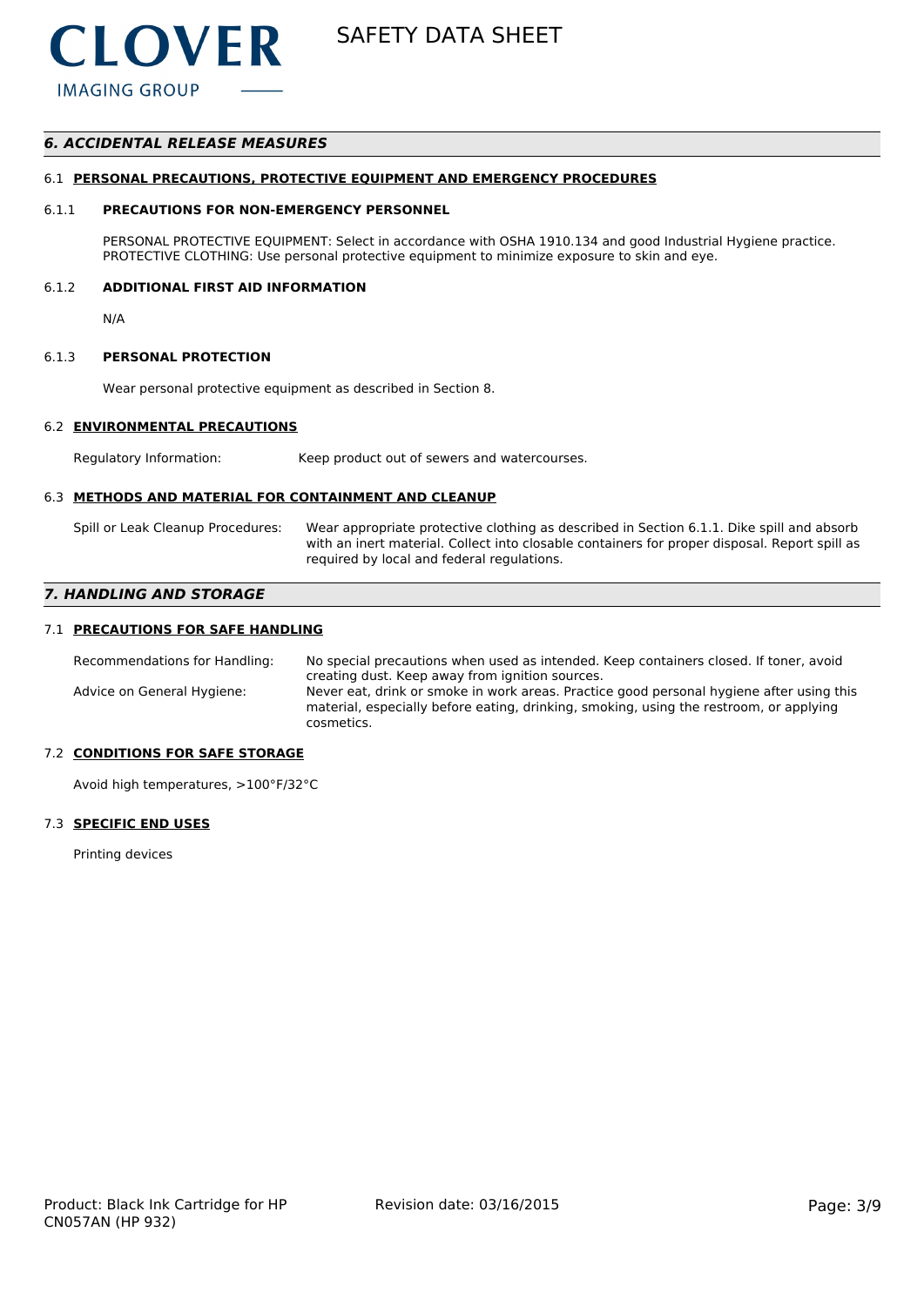## *6. ACCIDENTAL RELEASE MEASURES*

### 6.1 PERSONAL PRECAUTIONS, PROTECTIVE EQUIPMENT AND EMERGENCY PROCEDURES

#### 6.1.1 PRECAUTIONS FOR NON-EMERGENCY PERSONNEL

PERSONAL PROTECTIVE EQUIPMENT: Select in accordance with OSHA 1910.134 and good Industrial Hygiene practice.
PROTECTIVE CLOTHING: Use personal protective equipment to minimize exposure to skin and eye.

#### 6.1.2 ADDITIONAL FIRST AID INFORMATION

N/A

#### 6.1.3 PERSONAL PROTECTION

Wear personal protective equipment as described in Section 8.

### 6.2 ENVIRONMENTAL PRECAUTIONS

Regulatory Information: Keep product out of sewers and watercourses.

### 6.3 METHODS AND MATERIAL FOR CONTAINMENT AND CLEANUP

Spill or Leak Cleanup Procedures: Wear appropriate protective clothing as described in Section 6.1.1. Dike spill and absorb with an inert material. Collect into closable containers for proper disposal. Report spill as required by local and federal regulations.

## *7. HANDLING AND STORAGE*

### 7.1 PRECAUTIONS FOR SAFE HANDLING

Recommendations for Handling: No special precautions when used as intended. Keep containers closed. If toner, avoid creating dust. Keep away from ignition sources.

Advice on General Hygiene: Never eat, drink or smoke in work areas. Practice good personal hygiene after using this material, especially before eating, drinking, smoking, using the restroom, or applying cosmetics.

### 7.2 CONDITIONS FOR SAFE STORAGE

Avoid high temperatures, >100°F/32°C

### 7.3 SPECIFIC END USES

Printing devices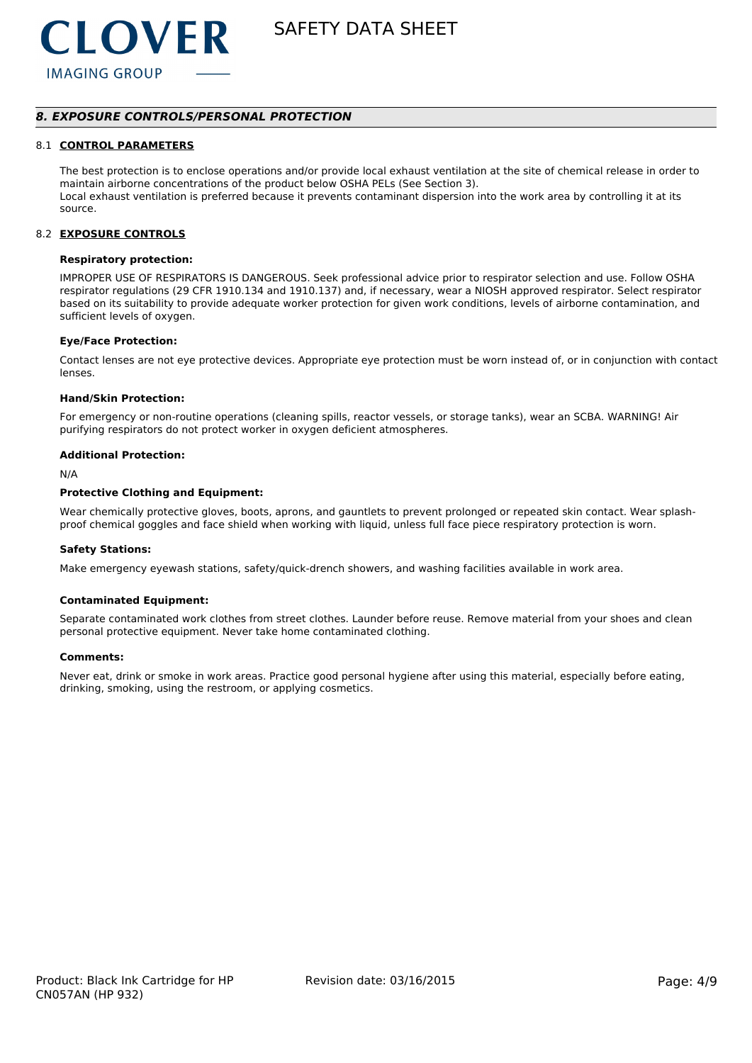## *8. EXPOSURE CONTROLS/PERSONAL PROTECTION*

### 8.1 CONTROL PARAMETERS

The best protection is to enclose operations and/or provide local exhaust ventilation at the site of chemical release in order to maintain airborne concentrations of the product below OSHA PELs (See Section 3).
Local exhaust ventilation is preferred because it prevents contaminant dispersion into the work area by controlling it at its source.

### 8.2 EXPOSURE CONTROLS

**Respiratory protection:**

IMPROPER USE OF RESPIRATORS IS DANGEROUS. Seek professional advice prior to respirator selection and use. Follow OSHA respirator regulations (29 CFR 1910.134 and 1910.137) and, if necessary, wear a NIOSH approved respirator. Select respirator based on its suitability to provide adequate worker protection for given work conditions, levels of airborne contamination, and sufficient levels of oxygen.

**Eye/Face Protection:**

Contact lenses are not eye protective devices. Appropriate eye protection must be worn instead of, or in conjunction with contact lenses.

**Hand/Skin Protection:**

For emergency or non-routine operations (cleaning spills, reactor vessels, or storage tanks), wear an SCBA. WARNING! Air purifying respirators do not protect worker in oxygen deficient atmospheres.

**Additional Protection:**

N/A

**Protective Clothing and Equipment:**

Wear chemically protective gloves, boots, aprons, and gauntlets to prevent prolonged or repeated skin contact. Wear splash-proof chemical goggles and face shield when working with liquid, unless full face piece respiratory protection is worn.

**Safety Stations:**

Make emergency eyewash stations, safety/quick-drench showers, and washing facilities available in work area.

**Contaminated Equipment:**

Separate contaminated work clothes from street clothes. Launder before reuse. Remove material from your shoes and clean personal protective equipment. Never take home contaminated clothing.

**Comments:**

Never eat, drink or smoke in work areas. Practice good personal hygiene after using this material, especially before eating, drinking, smoking, using the restroom, or applying cosmetics.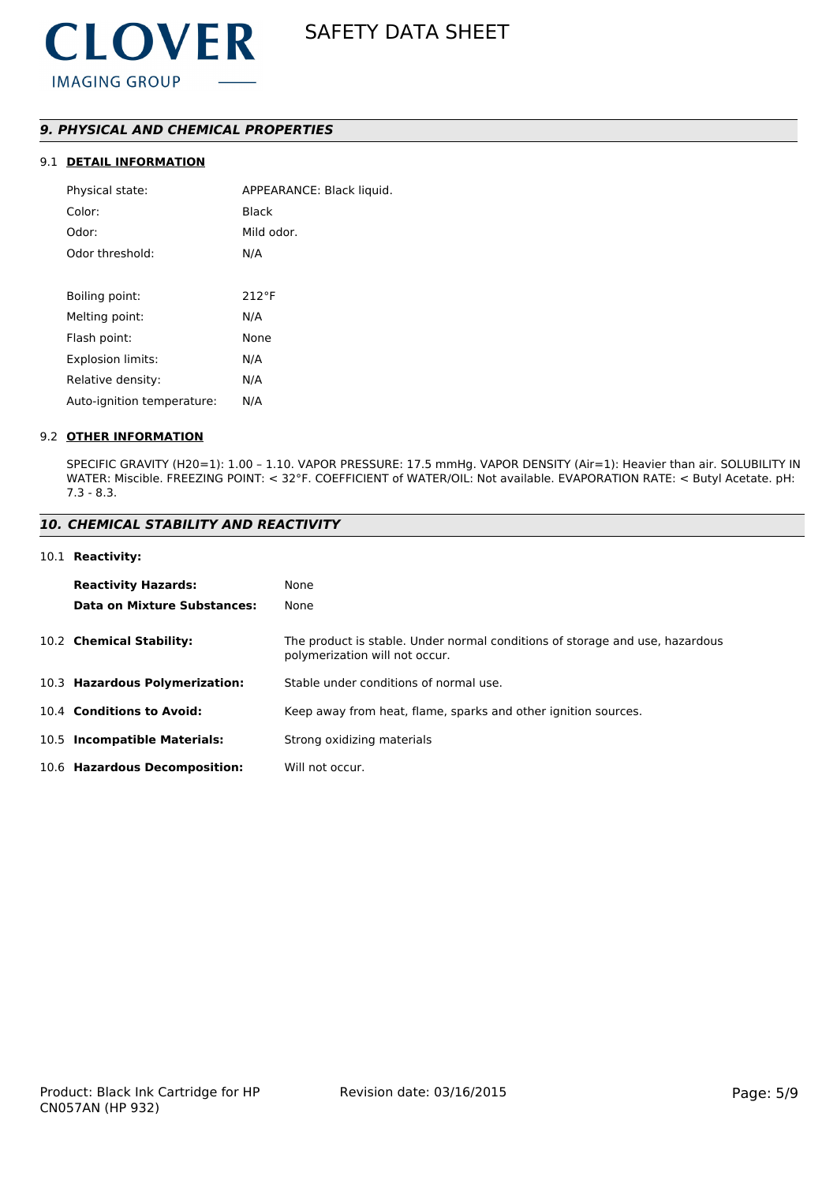## *9. PHYSICAL AND CHEMICAL PROPERTIES*

### 9.1 DETAIL INFORMATION

| | |
|---|---|
| Physical state: | APPEARANCE: Black liquid. |
| Color: | Black |
| Odor: | Mild odor. |
| Odor threshold: | N/A |
| | |
| Boiling point: | 212°F |
| Melting point: | N/A |
| Flash point: | None |
| Explosion limits: | N/A |
| Relative density: | N/A |
| Auto-ignition temperature: | N/A |

### 9.2 OTHER INFORMATION

SPECIFIC GRAVITY (H20=1): 1.00 – 1.10. VAPOR PRESSURE: 17.5 mmHg. VAPOR DENSITY (Air=1): Heavier than air. SOLUBILITY IN WATER: Miscible. FREEZING POINT: < 32°F. COEFFICIENT of WATER/OIL: Not available. EVAPORATION RATE: < Butyl Acetate. pH: 7.3 - 8.3.

## *10. CHEMICAL STABILITY AND REACTIVITY*

10.1 **Reactivity:**

| | |
|---|---|
| **Reactivity Hazards:** | None |
| **Data on Mixture Substances:** | None |

| | |
|---|---|
| 10.2 **Chemical Stability:** | The product is stable. Under normal conditions of storage and use, hazardous polymerization will not occur. |
| 10.3 **Hazardous Polymerization:** | Stable under conditions of normal use. |
| 10.4 **Conditions to Avoid:** | Keep away from heat, flame, sparks and other ignition sources. |
| 10.5 **Incompatible Materials:** | Strong oxidizing materials |
| 10.6 **Hazardous Decomposition:** | Will not occur. |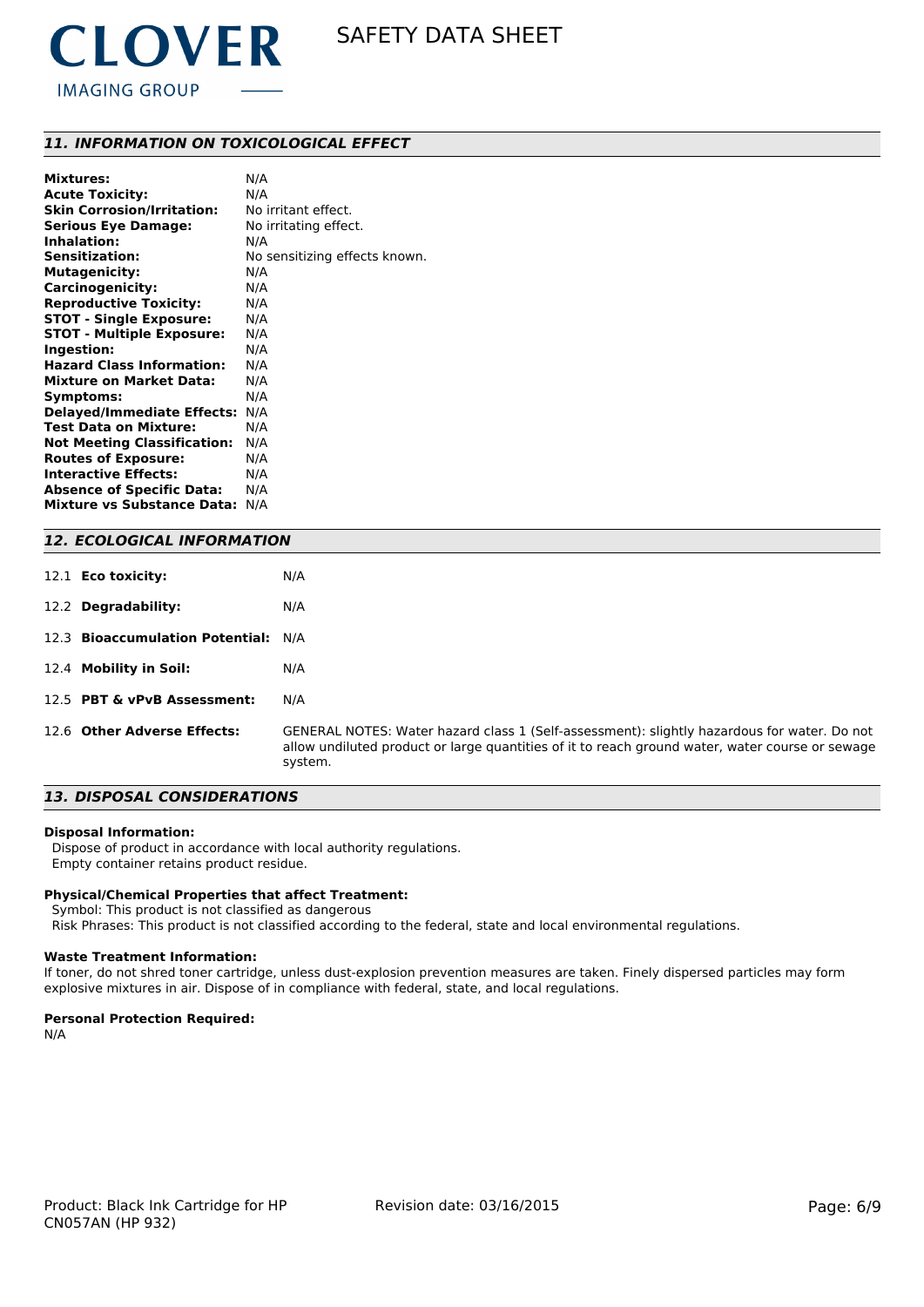## *11. INFORMATION ON TOXICOLOGICAL EFFECT*

**Mixtures:** N/A
**Acute Toxicity:** N/A
**Skin Corrosion/Irritation:** No irritant effect.
**Serious Eye Damage:** No irritating effect.
**Inhalation:** N/A
**Sensitization:** No sensitizing effects known.
**Mutagenicity:** N/A
**Carcinogenicity:** N/A
**Reproductive Toxicity:** N/A
**STOT - Single Exposure:** N/A
**STOT - Multiple Exposure:** N/A
**Ingestion:** N/A
**Hazard Class Information:** N/A
**Mixture on Market Data:** N/A
**Symptoms:** N/A
**Delayed/Immediate Effects:** N/A
**Test Data on Mixture:** N/A
**Not Meeting Classification:** N/A
**Routes of Exposure:** N/A
**Interactive Effects:** N/A
**Absence of Specific Data:** N/A
**Mixture vs Substance Data:** N/A

## *12. ECOLOGICAL INFORMATION*

12.1 **Eco toxicity:** N/A

12.2 **Degradability:** N/A

12.3 **Bioaccumulation Potential:** N/A

12.4 **Mobility in Soil:** N/A

12.5 **PBT & vPvB Assessment:** N/A

12.6 **Other Adverse Effects:** GENERAL NOTES: Water hazard class 1 (Self-assessment): slightly hazardous for water. Do not allow undiluted product or large quantities of it to reach ground water, water course or sewage system.

## *13. DISPOSAL CONSIDERATIONS*

**Disposal Information:**
Dispose of product in accordance with local authority regulations.
Empty container retains product residue.

**Physical/Chemical Properties that affect Treatment:**
Symbol: This product is not classified as dangerous
Risk Phrases: This product is not classified according to the federal, state and local environmental regulations.

**Waste Treatment Information:**
If toner, do not shred toner cartridge, unless dust-explosion prevention measures are taken. Finely dispersed particles may form explosive mixtures in air. Dispose of in compliance with federal, state, and local regulations.

**Personal Protection Required:**
N/A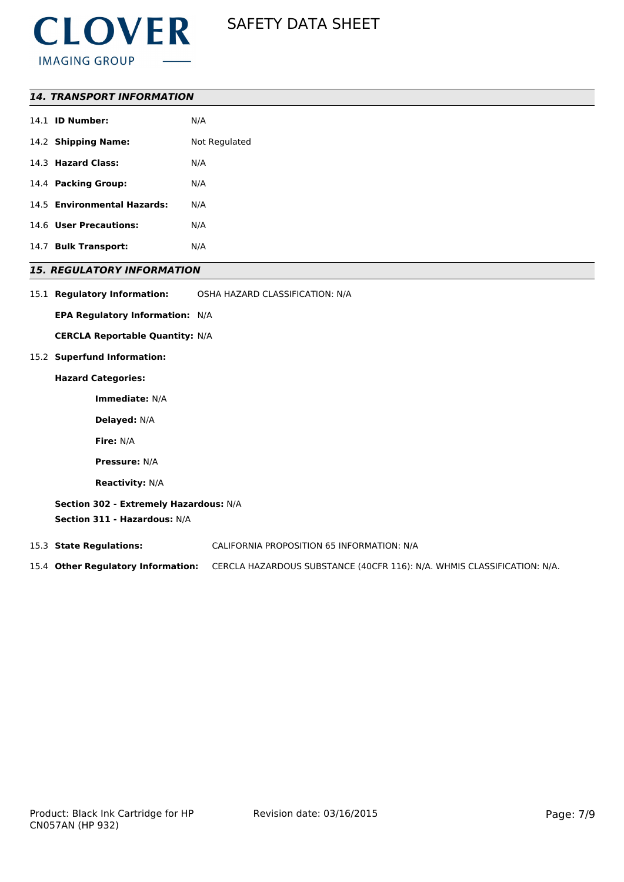## 14. TRANSPORT INFORMATION

14.1 **ID Number:** N/A

14.2 **Shipping Name:** Not Regulated

14.3 **Hazard Class:** N/A

14.4 **Packing Group:** N/A

14.5 **Environmental Hazards:** N/A

14.6 **User Precautions:** N/A

14.7 **Bulk Transport:** N/A

## 15. REGULATORY INFORMATION

15.1 **Regulatory Information:** OSHA HAZARD CLASSIFICATION: N/A

**EPA Regulatory Information:** N/A

**CERCLA Reportable Quantity:** N/A

15.2 **Superfund Information:**

**Hazard Categories:**

**Immediate:** N/A

**Delayed:** N/A

**Fire:** N/A

**Pressure:** N/A

**Reactivity:** N/A

**Section 302 - Extremely Hazardous:** N/A

**Section 311 - Hazardous:** N/A

15.3 **State Regulations:** CALIFORNIA PROPOSITION 65 INFORMATION: N/A

15.4 **Other Regulatory Information:** CERCLA HAZARDOUS SUBSTANCE (40CFR 116): N/A. WHMIS CLASSIFICATION: N/A.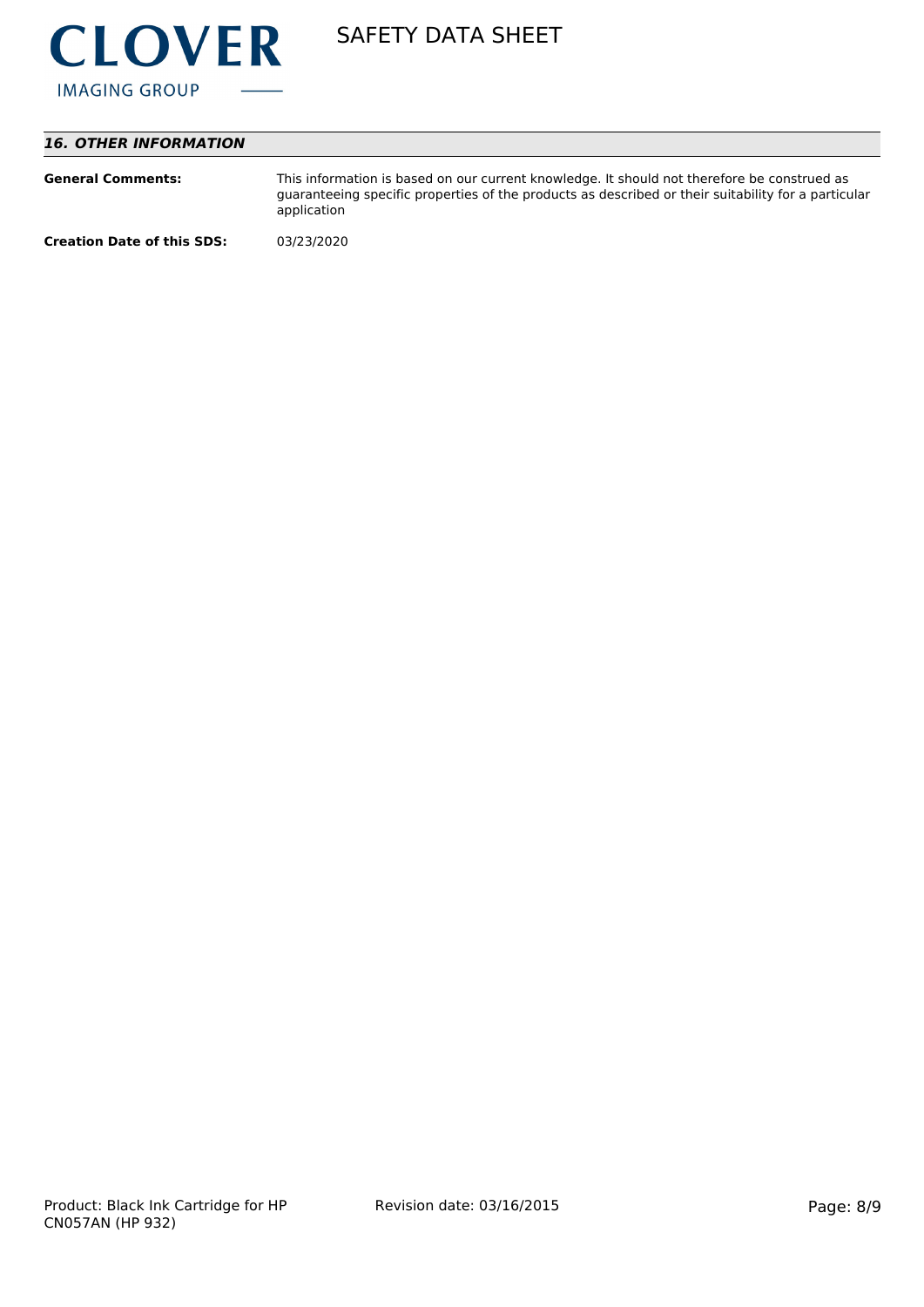## *16. OTHER INFORMATION*

| | |
|---|---|
| **General Comments:** | This information is based on our current knowledge. It should not therefore be construed as guaranteeing specific properties of the products as described or their suitability for a particular application |
| **Creation Date of this SDS:** | 03/23/2020 |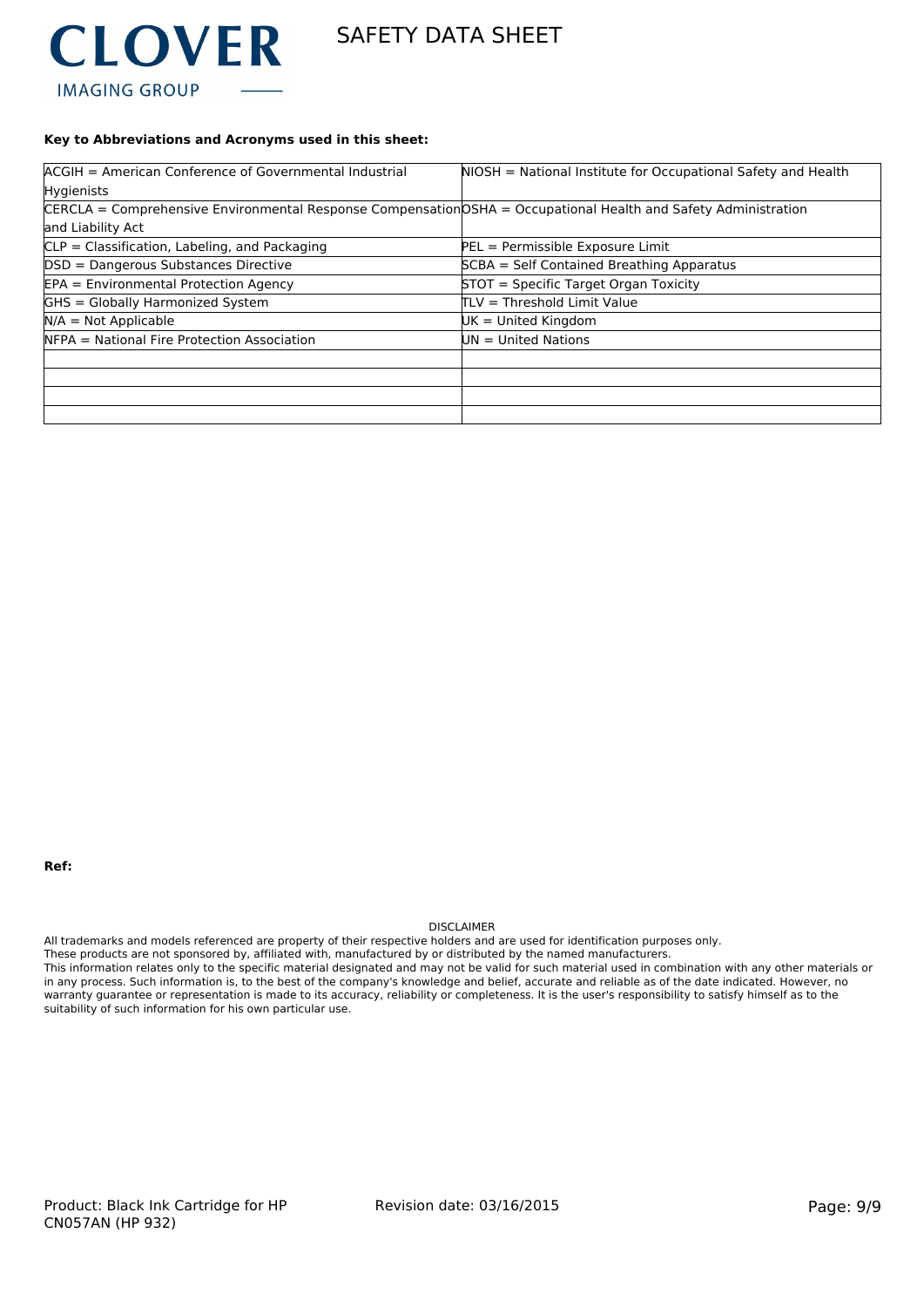**Key to Abbreviations and Acronyms used in this sheet:**

| | |
|---|---|
| ACGIH = American Conference of Governmental Industrial Hygienists | NIOSH = National Institute for Occupational Safety and Health |
| CERCLA = Comprehensive Environmental Response Compensation and Liability Act | OSHA = Occupational Health and Safety Administration |
| CLP = Classification, Labeling, and Packaging | PEL = Permissible Exposure Limit |
| DSD = Dangerous Substances Directive | SCBA = Self Contained Breathing Apparatus |
| EPA = Environmental Protection Agency | STOT = Specific Target Organ Toxicity |
| GHS = Globally Harmonized System | TLV = Threshold Limit Value |
| N/A = Not Applicable | UK = United Kingdom |
| NFPA = National Fire Protection Association | UN = United Nations |
| | |
| | |
| | |
| | |

**Ref:**

DISCLAIMER

All trademarks and models referenced are property of their respective holders and are used for identification purposes only.
These products are not sponsored by, affiliated with, manufactured by or distributed by the named manufacturers.
This information relates only to the specific material designated and may not be valid for such material used in combination with any other materials or in any process. Such information is, to the best of the company's knowledge and belief, accurate and reliable as of the date indicated. However, no warranty guarantee or representation is made to its accuracy, reliability or completeness. It is the user's responsibility to satisfy himself as to the suitability of such information for his own particular use.